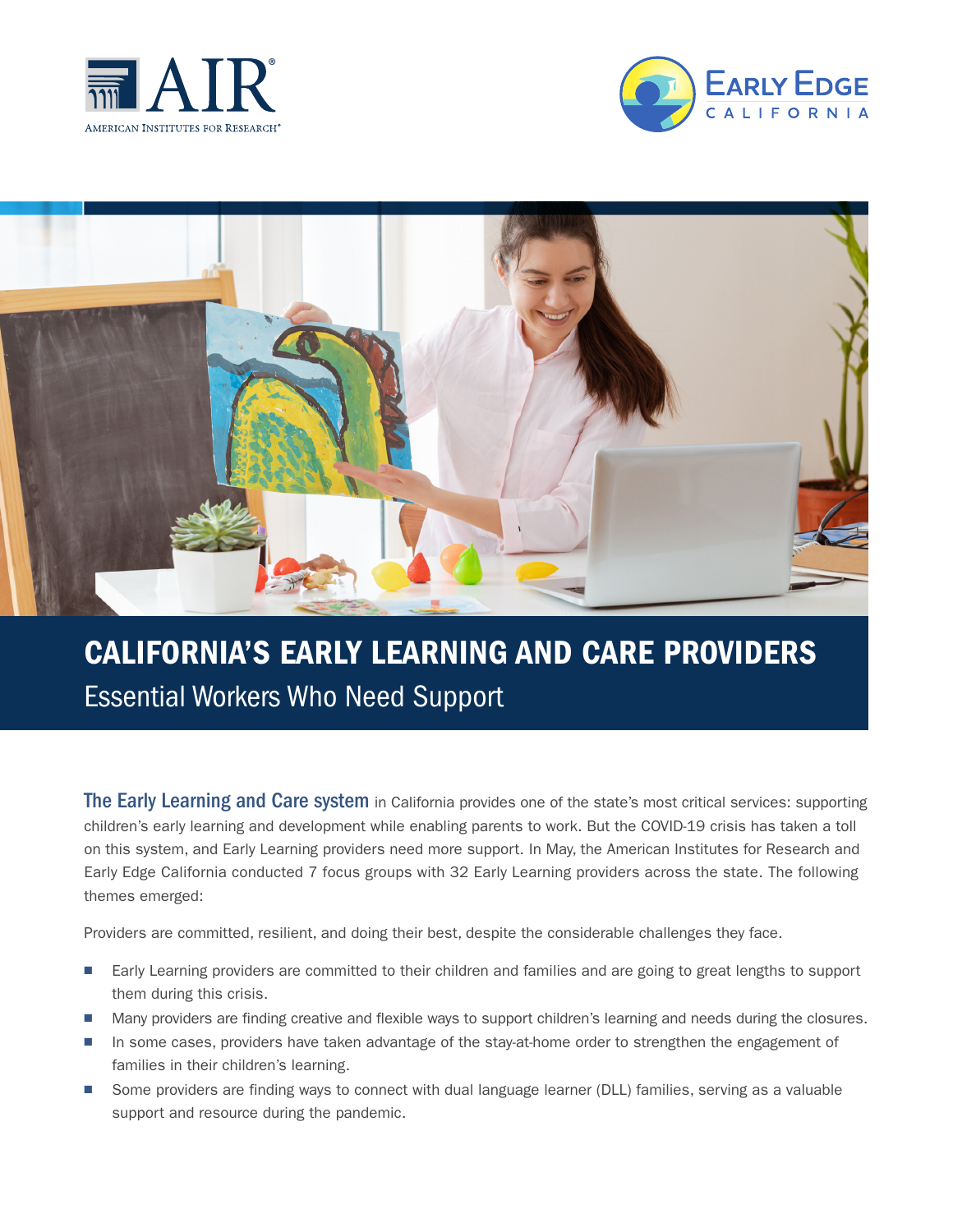AIR® AMERICAN INSTITUTES FOR RESEARCH®

EARLY EDGE CALIFORNIA

# CALIFORNIA'S EARLY LEARNING AND CARE PROVIDERS

## Essential Workers Who Need Support

**The Early Learning and Care system** in California provides one of the state's most critical services: supporting children's early learning and development while enabling parents to work. But the COVID-19 crisis has taken a toll on this system, and Early Learning providers need more support. In May, the American Institutes for Research and Early Edge California conducted 7 focus groups with 32 Early Learning providers across the state. The following themes emerged:

Providers are committed, resilient, and doing their best, despite the considerable challenges they face.

- Early Learning providers are committed to their children and families and are going to great lengths to support them during this crisis.
- Many providers are finding creative and flexible ways to support children's learning and needs during the closures.
- In some cases, providers have taken advantage of the stay-at-home order to strengthen the engagement of families in their children's learning.
- Some providers are finding ways to connect with dual language learner (DLL) families, serving as a valuable support and resource during the pandemic.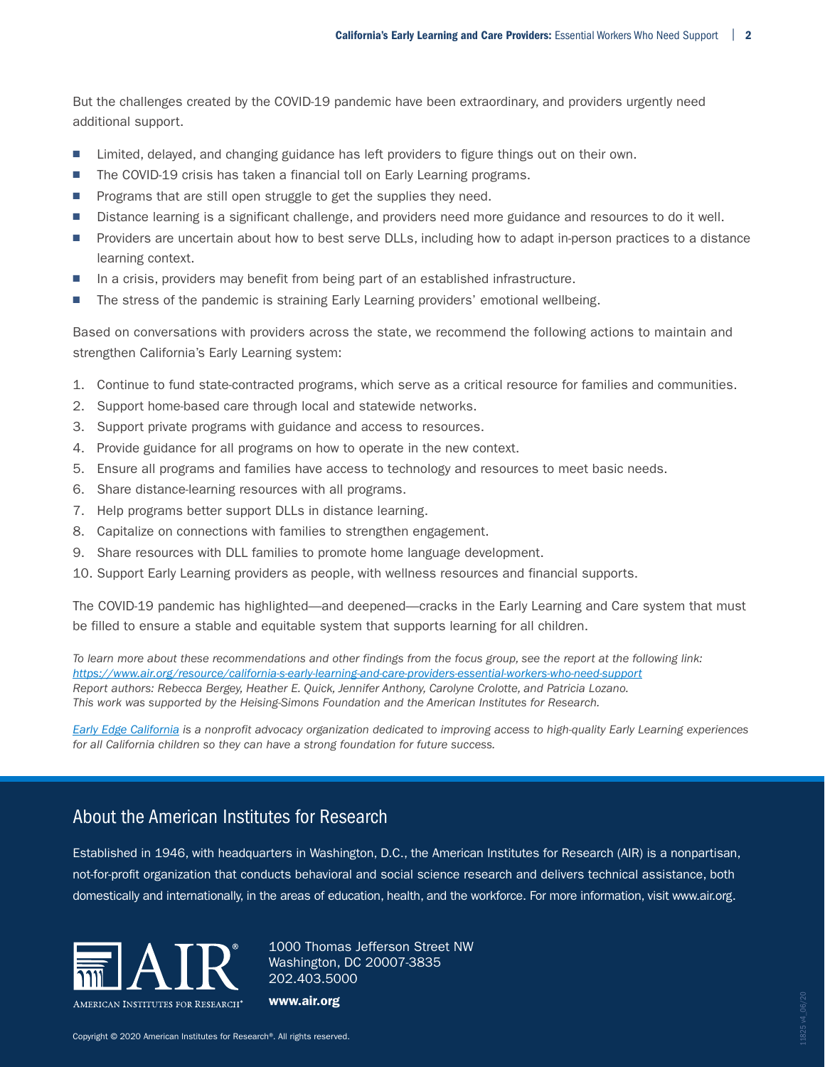But the challenges created by the COVID-19 pandemic have been extraordinary, and providers urgently need additional support.

- Limited, delayed, and changing guidance has left providers to figure things out on their own.
- The COVID-19 crisis has taken a financial toll on Early Learning programs.
- Programs that are still open struggle to get the supplies they need.
- Distance learning is a significant challenge, and providers need more guidance and resources to do it well.
- Providers are uncertain about how to best serve DLLs, including how to adapt in-person practices to a distance learning context.
- In a crisis, providers may benefit from being part of an established infrastructure.
- The stress of the pandemic is straining Early Learning providers' emotional wellbeing.

Based on conversations with providers across the state, we recommend the following actions to maintain and strengthen California's Early Learning system:

1. Continue to fund state-contracted programs, which serve as a critical resource for families and communities.
2. Support home-based care through local and statewide networks.
3. Support private programs with guidance and access to resources.
4. Provide guidance for all programs on how to operate in the new context.
5. Ensure all programs and families have access to technology and resources to meet basic needs.
6. Share distance-learning resources with all programs.
7. Help programs better support DLLs in distance learning.
8. Capitalize on connections with families to strengthen engagement.
9. Share resources with DLL families to promote home language development.
10. Support Early Learning providers as people, with wellness resources and financial supports.

The COVID-19 pandemic has highlighted—and deepened—cracks in the Early Learning and Care system that must be filled to ensure a stable and equitable system that supports learning for all children.

*To learn more about these recommendations and other findings from the focus group, see the report at the following link:*
*https://www.air.org/resource/california-s-early-learning-and-care-providers-essential-workers-who-need-support*
*Report authors: Rebecca Bergey, Heather E. Quick, Jennifer Anthony, Carolyne Crolotte, and Patricia Lozano.*
*This work was supported by the Heising-Simons Foundation and the American Institutes for Research.*

*Early Edge California is a nonprofit advocacy organization dedicated to improving access to high-quality Early Learning experiences for all California children so they can have a strong foundation for future success.*

## About the American Institutes for Research

Established in 1946, with headquarters in Washington, D.C., the American Institutes for Research (AIR) is a nonpartisan, not-for-profit organization that conducts behavioral and social science research and delivers technical assistance, both domestically and internationally, in the areas of education, health, and the workforce. For more information, visit www.air.org.

AIR®
American Institutes for Research®

1000 Thomas Jefferson Street NW
Washington, DC 20007-3835
202.403.5000

**www.air.org**

Copyright © 2020 American Institutes for Research®. All rights reserved.

11825 v4_06/20